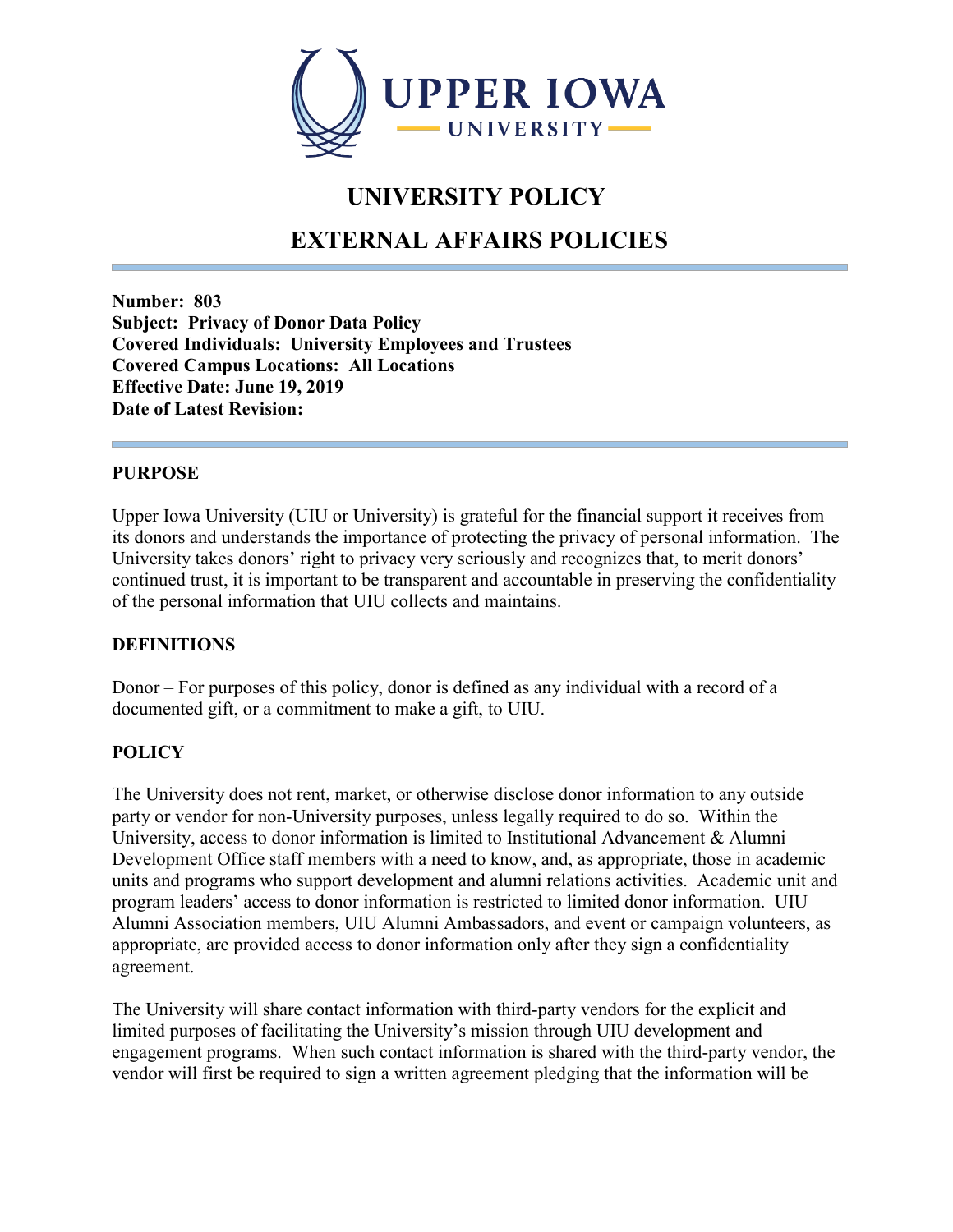# UNIVERSITY POLICY

# EXTERNAL AFFAIRS POLICIES

**Number: 803**
**Subject: Privacy of Donor Data Policy**
**Covered Individuals: University Employees and Trustees**
**Covered Campus Locations: All Locations**
**Effective Date: June 19, 2019**
**Date of Latest Revision:**

## PURPOSE

Upper Iowa University (UIU or University) is grateful for the financial support it receives from its donors and understands the importance of protecting the privacy of personal information. The University takes donors' right to privacy very seriously and recognizes that, to merit donors' continued trust, it is important to be transparent and accountable in preserving the confidentiality of the personal information that UIU collects and maintains.

## DEFINITIONS

Donor – For purposes of this policy, donor is defined as any individual with a record of a documented gift, or a commitment to make a gift, to UIU.

## POLICY

The University does not rent, market, or otherwise disclose donor information to any outside party or vendor for non-University purposes, unless legally required to do so. Within the University, access to donor information is limited to Institutional Advancement & Alumni Development Office staff members with a need to know, and, as appropriate, those in academic units and programs who support development and alumni relations activities. Academic unit and program leaders' access to donor information is restricted to limited donor information. UIU Alumni Association members, UIU Alumni Ambassadors, and event or campaign volunteers, as appropriate, are provided access to donor information only after they sign a confidentiality agreement.

The University will share contact information with third-party vendors for the explicit and limited purposes of facilitating the University's mission through UIU development and engagement programs. When such contact information is shared with the third-party vendor, the vendor will first be required to sign a written agreement pledging that the information will be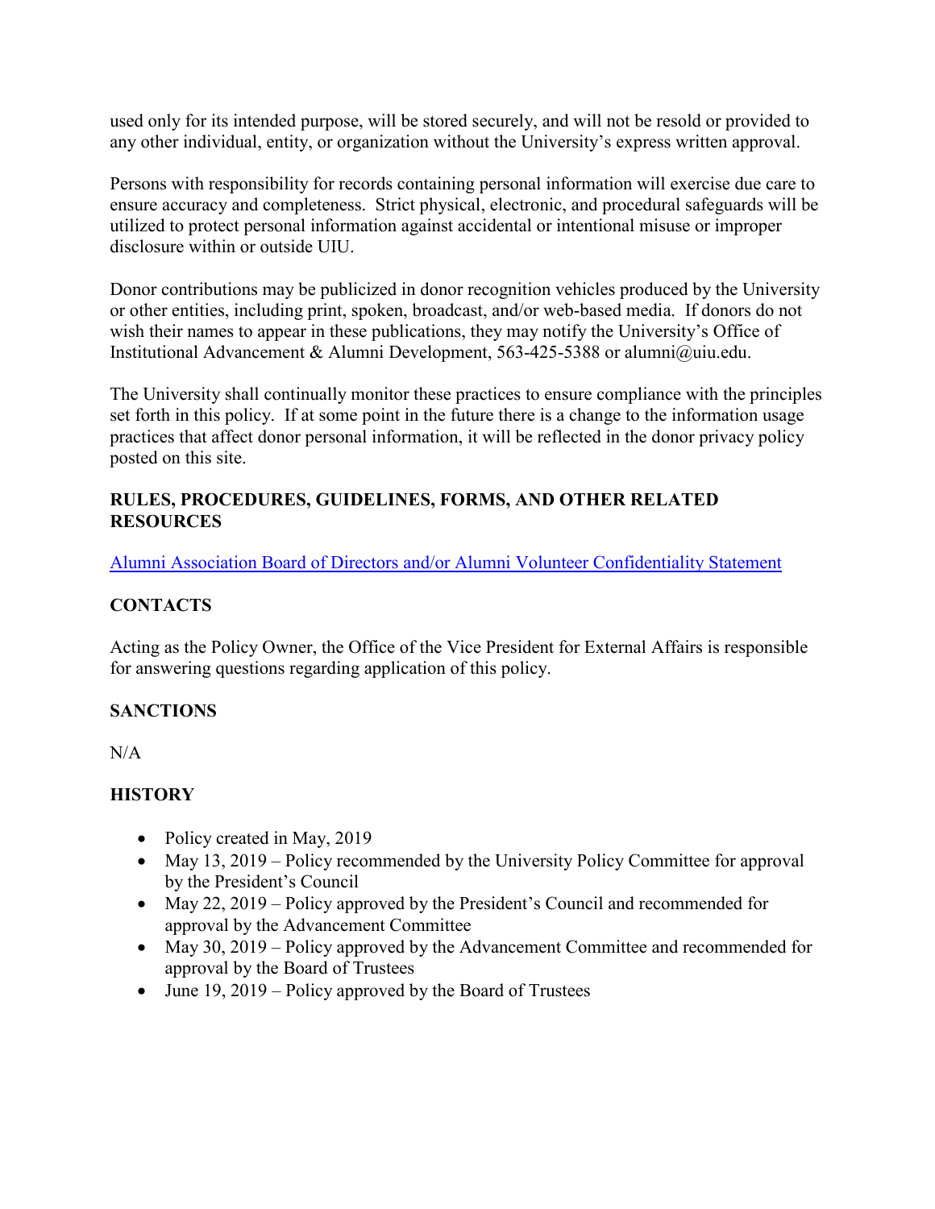used only for its intended purpose, will be stored securely, and will not be resold or provided to any other individual, entity, or organization without the University's express written approval.

Persons with responsibility for records containing personal information will exercise due care to ensure accuracy and completeness. Strict physical, electronic, and procedural safeguards will be utilized to protect personal information against accidental or intentional misuse or improper disclosure within or outside UIU.

Donor contributions may be publicized in donor recognition vehicles produced by the University or other entities, including print, spoken, broadcast, and/or web-based media. If donors do not wish their names to appear in these publications, they may notify the University's Office of Institutional Advancement & Alumni Development, 563-425-5388 or alumni@uiu.edu.

The University shall continually monitor these practices to ensure compliance with the principles set forth in this policy. If at some point in the future there is a change to the information usage practices that affect donor personal information, it will be reflected in the donor privacy policy posted on this site.

## RULES, PROCEDURES, GUIDELINES, FORMS, AND OTHER RELATED RESOURCES

Alumni Association Board of Directors and/or Alumni Volunteer Confidentiality Statement

## CONTACTS

Acting as the Policy Owner, the Office of the Vice President for External Affairs is responsible for answering questions regarding application of this policy.

## SANCTIONS

N/A

## HISTORY

- Policy created in May, 2019
- May 13, 2019 – Policy recommended by the University Policy Committee for approval by the President's Council
- May 22, 2019 – Policy approved by the President's Council and recommended for approval by the Advancement Committee
- May 30, 2019 – Policy approved by the Advancement Committee and recommended for approval by the Board of Trustees
- June 19, 2019 – Policy approved by the Board of Trustees